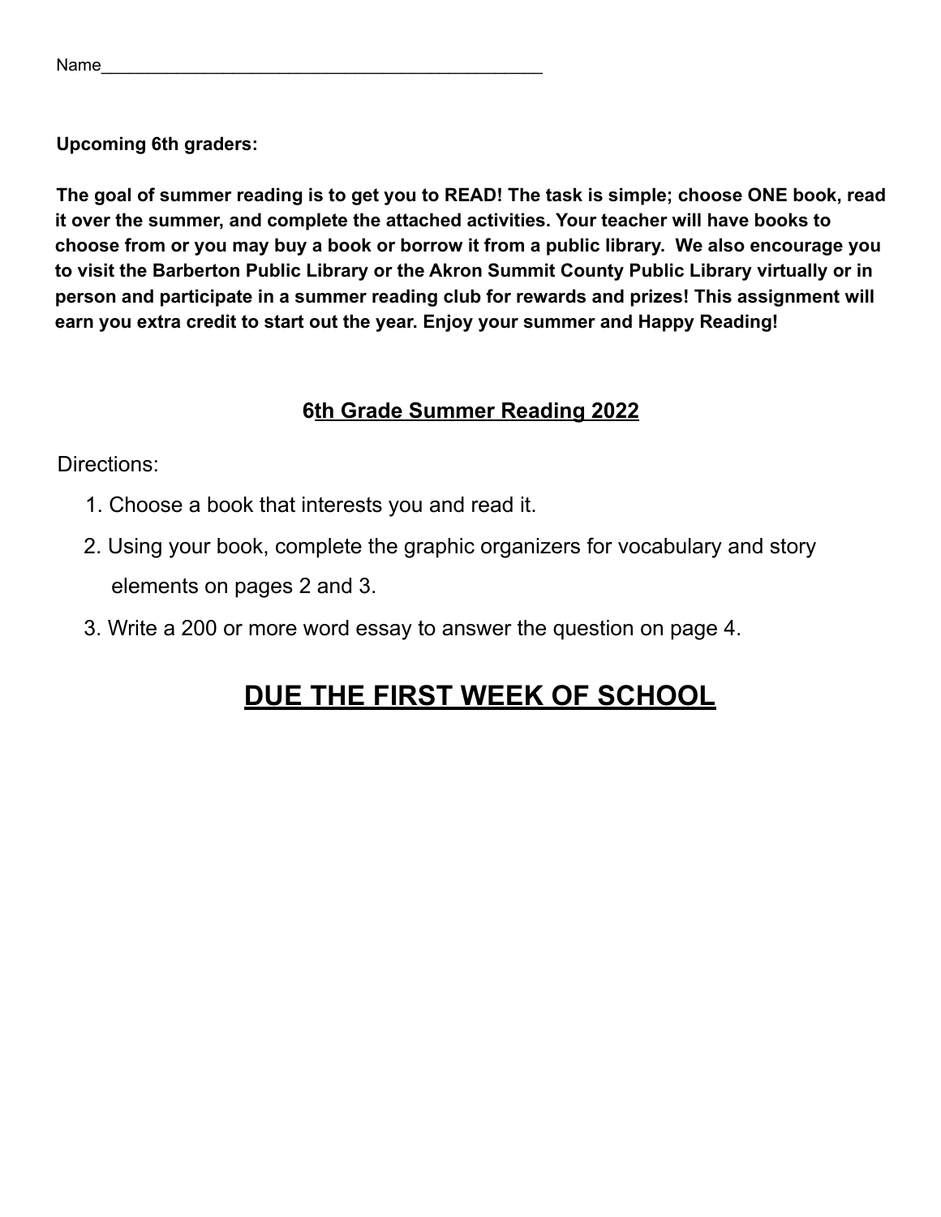Name_______________________________________________

**Upcoming 6th graders:**

**The goal of summer reading is to get you to READ! The task is simple; choose ONE book, read it over the summer, and complete the attached activities. Your teacher will have books to choose from or you may buy a book or borrow it from a public library. We also encourage you to visit the Barberton Public Library or the Akron Summit County Public Library virtually or in person and participate in a summer reading club for rewards and prizes! This assignment will earn you extra credit to start out the year. Enjoy your summer and Happy Reading!**

## 6th Grade Summer Reading 2022

Directions:

1. Choose a book that interests you and read it.
2. Using your book, complete the graphic organizers for vocabulary and story elements on pages 2 and 3.
3. Write a 200 or more word essay to answer the question on page 4.

# DUE THE FIRST WEEK OF SCHOOL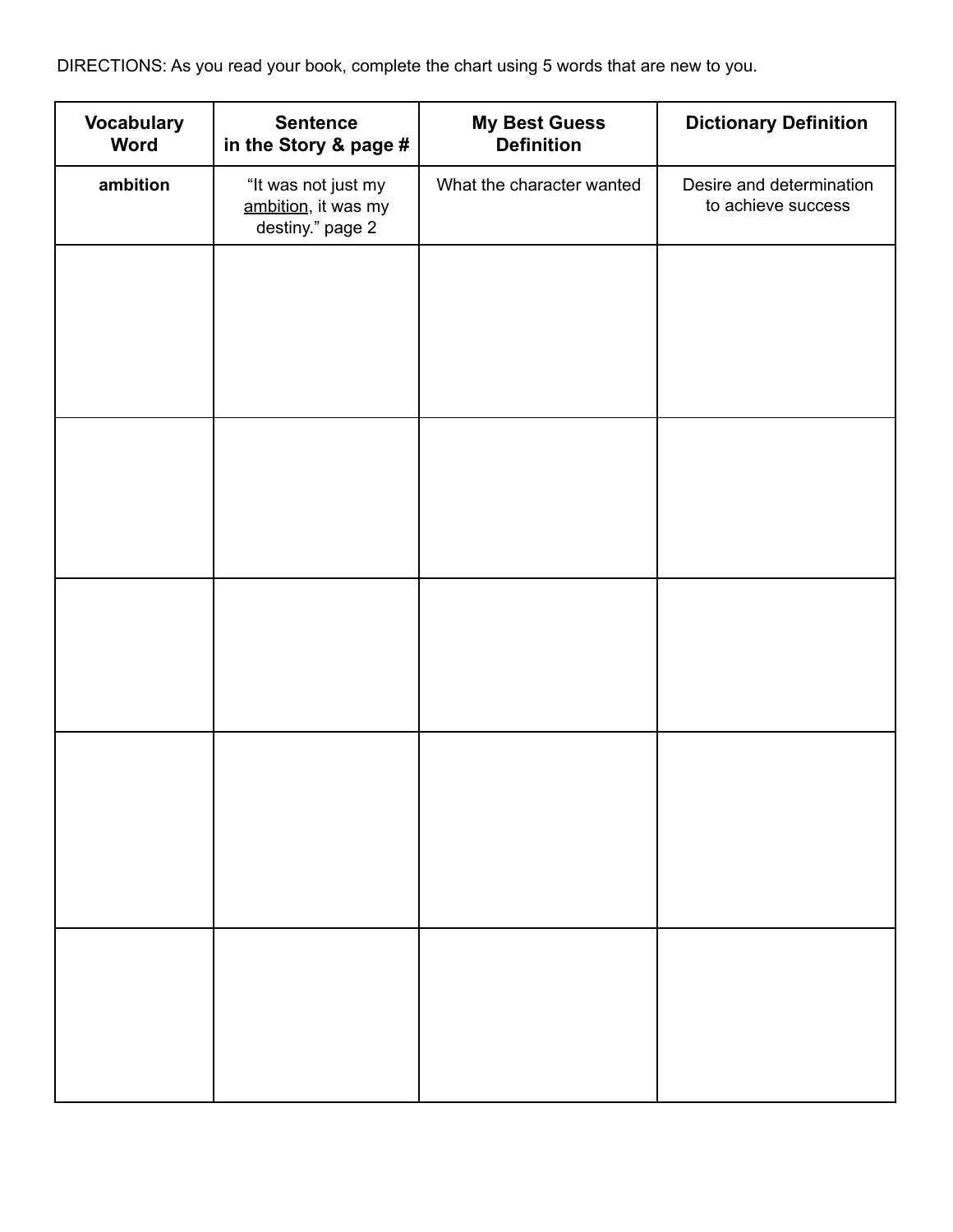DIRECTIONS: As you read your book, complete the chart using 5 words that are new to you.

| Vocabulary Word | Sentence in the Story & page # | My Best Guess Definition | Dictionary Definition |
|---|---|---|---|
| **ambition** | "It was not just my ambition, it was my destiny." page 2 | What the character wanted | Desire and determination to achieve success |
| | | | |
| | | | |
| | | | |
| | | | |
| | | | |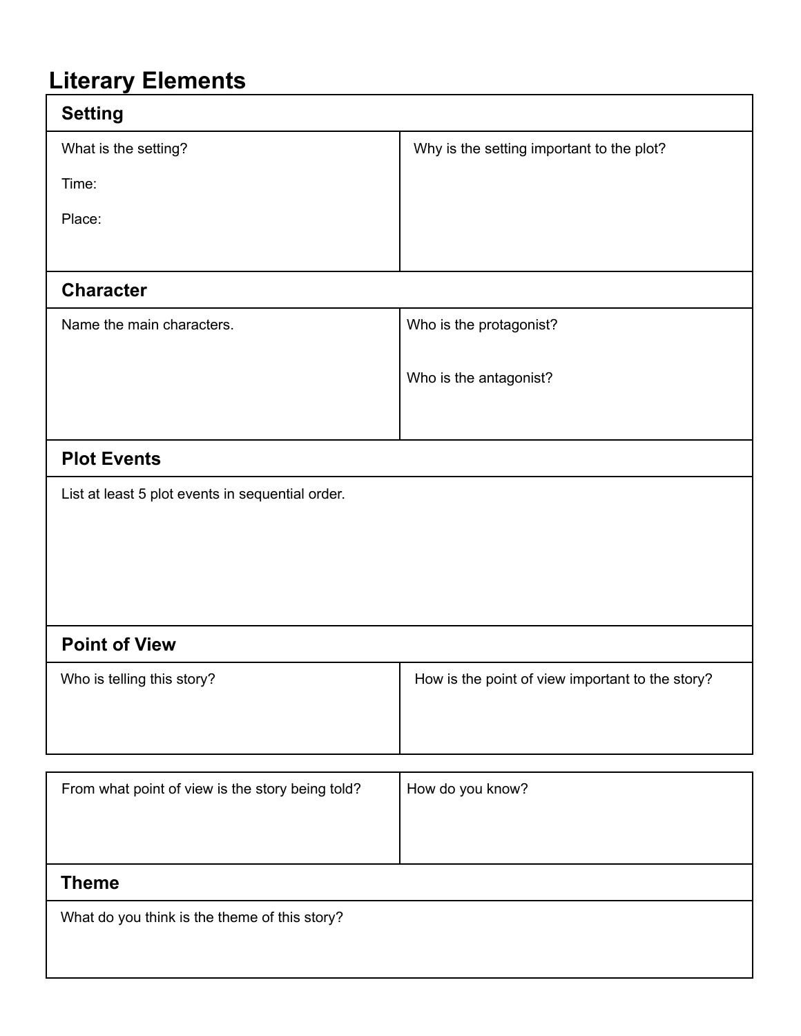# Literary Elements

| Setting | |
|---|---|
| What is the setting?<br><br>Time:<br><br>Place: | Why is the setting important to the plot? |
| **Character** | |
| Name the main characters. | Who is the protagonist?<br><br>Who is the antagonist? |
| **Plot Events** | |
| List at least 5 plot events in sequential order. | |
| **Point of View** | |
| Who is telling this story? | How is the point of view important to the story? |

| From what point of view is the story being told? | How do you know? |
|---|---|
| **Theme** | |
| What do you think is the theme of this story? | |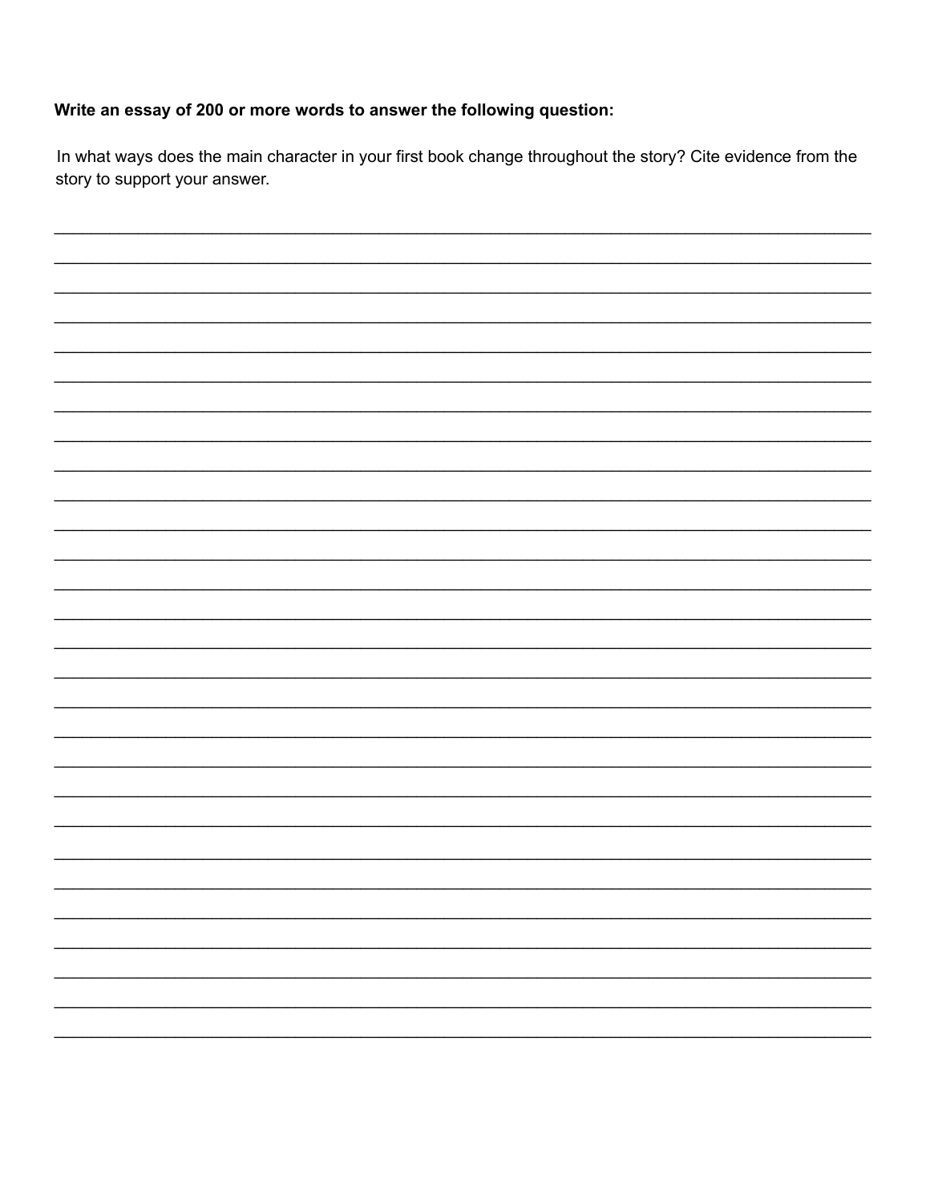**Write an essay of 200 or more words to answer the following question:**

In what ways does the main character in your first book change throughout the story? Cite evidence from the story to support your answer.

______________________________________________________________________________

______________________________________________________________________________

______________________________________________________________________________

______________________________________________________________________________

______________________________________________________________________________

______________________________________________________________________________

______________________________________________________________________________

______________________________________________________________________________

______________________________________________________________________________

______________________________________________________________________________

______________________________________________________________________________

______________________________________________________________________________

______________________________________________________________________________

______________________________________________________________________________

______________________________________________________________________________

______________________________________________________________________________

______________________________________________________________________________

______________________________________________________________________________

______________________________________________________________________________

______________________________________________________________________________

______________________________________________________________________________

______________________________________________________________________________

______________________________________________________________________________

______________________________________________________________________________

______________________________________________________________________________

______________________________________________________________________________

______________________________________________________________________________

______________________________________________________________________________